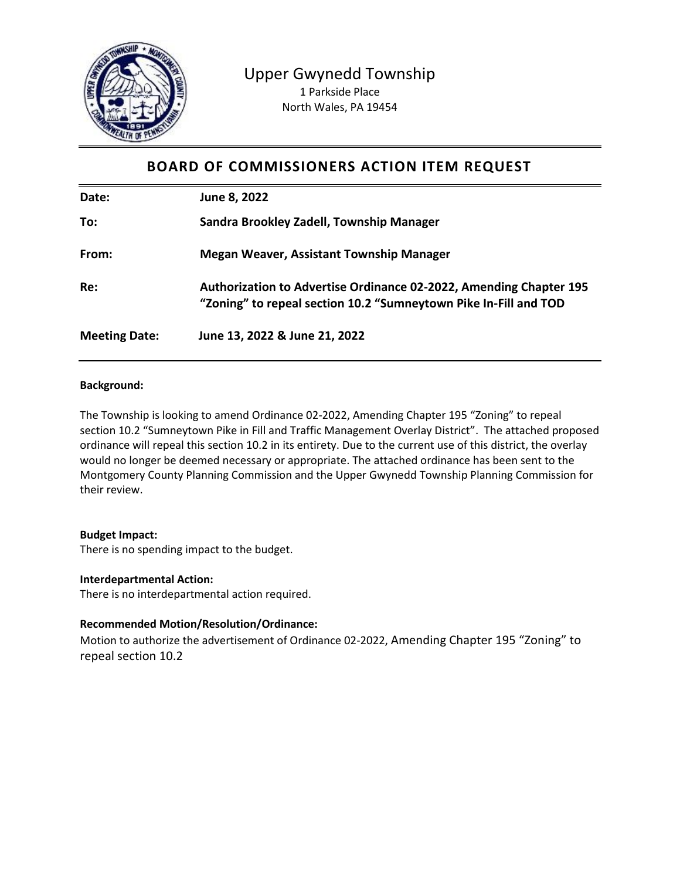# Upper Gwynedd Township

1 Parkside Place
North Wales, PA 19454

## BOARD OF COMMISSIONERS ACTION ITEM REQUEST

| | |
|---|---|
| **Date:** | **June 8, 2022** |
| **To:** | **Sandra Brookley Zadell, Township Manager** |
| **From:** | **Megan Weaver, Assistant Township Manager** |
| **Re:** | **Authorization to Advertise Ordinance 02-2022, Amending Chapter 195 "Zoning" to repeal section 10.2 "Sumneytown Pike In-Fill and TOD** |
| **Meeting Date:** | **June 13, 2022 & June 21, 2022** |

**Background:**

The Township is looking to amend Ordinance 02-2022, Amending Chapter 195 "Zoning" to repeal section 10.2 "Sumneytown Pike in Fill and Traffic Management Overlay District". The attached proposed ordinance will repeal this section 10.2 in its entirety. Due to the current use of this district, the overlay would no longer be deemed necessary or appropriate. The attached ordinance has been sent to the Montgomery County Planning Commission and the Upper Gwynedd Township Planning Commission for their review.

**Budget Impact:**
There is no spending impact to the budget.

**Interdepartmental Action:**
There is no interdepartmental action required.

**Recommended Motion/Resolution/Ordinance:**
Motion to authorize the advertisement of Ordinance 02-2022, Amending Chapter 195 "Zoning" to repeal section 10.2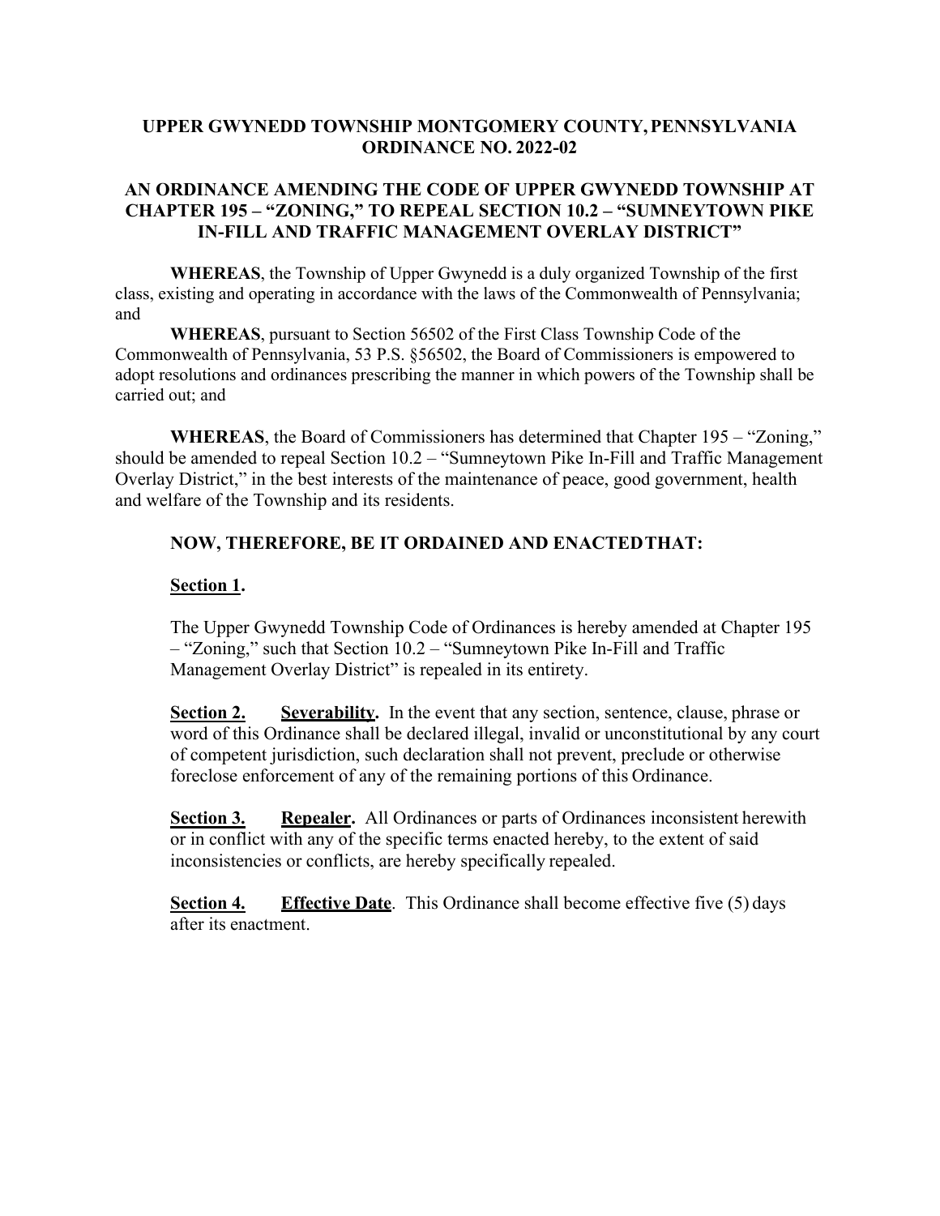**UPPER GWYNEDD TOWNSHIP MONTGOMERY COUNTY, PENNSYLVANIA**
**ORDINANCE NO. 2022-02**

**AN ORDINANCE AMENDING THE CODE OF UPPER GWYNEDD TOWNSHIP AT CHAPTER 195 – "ZONING," TO REPEAL SECTION 10.2 – "SUMNEYTOWN PIKE IN-FILL AND TRAFFIC MANAGEMENT OVERLAY DISTRICT"**

**WHEREAS**, the Township of Upper Gwynedd is a duly organized Township of the first class, existing and operating in accordance with the laws of the Commonwealth of Pennsylvania; and

**WHEREAS**, pursuant to Section 56502 of the First Class Township Code of the Commonwealth of Pennsylvania, 53 P.S. §56502, the Board of Commissioners is empowered to adopt resolutions and ordinances prescribing the manner in which powers of the Township shall be carried out; and

**WHEREAS**, the Board of Commissioners has determined that Chapter 195 – "Zoning," should be amended to repeal Section 10.2 – "Sumneytown Pike In-Fill and Traffic Management Overlay District," in the best interests of the maintenance of peace, good government, health and welfare of the Township and its residents.

**NOW, THEREFORE, BE IT ORDAINED AND ENACTED THAT:**

**Section 1.**

The Upper Gwynedd Township Code of Ordinances is hereby amended at Chapter 195 – "Zoning," such that Section 10.2 – "Sumneytown Pike In-Fill and Traffic Management Overlay District" is repealed in its entirety.

**Section 2. Severability.** In the event that any section, sentence, clause, phrase or word of this Ordinance shall be declared illegal, invalid or unconstitutional by any court of competent jurisdiction, such declaration shall not prevent, preclude or otherwise foreclose enforcement of any of the remaining portions of this Ordinance.

**Section 3. Repealer.** All Ordinances or parts of Ordinances inconsistent herewith or in conflict with any of the specific terms enacted hereby, to the extent of said inconsistencies or conflicts, are hereby specifically repealed.

**Section 4. Effective Date**. This Ordinance shall become effective five (5) days after its enactment.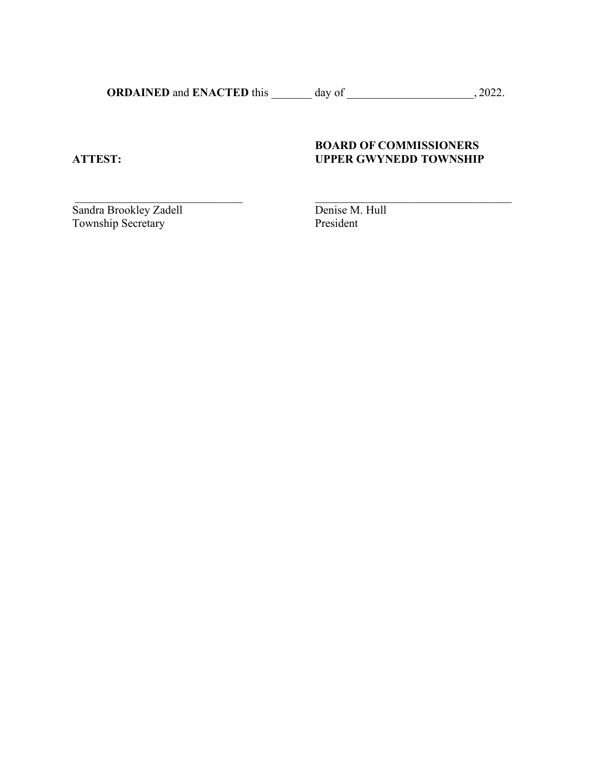**ORDAINED** and **ENACTED** this _______ day of _____________________, 2022.

| | |
|---|---|
| **ATTEST:** | **BOARD OF COMMISSIONERS UPPER GWYNEDD TOWNSHIP** |
| ______________________________ | ___________________________________ |
| Sandra Brookley Zadell | Denise M. Hull |
| Township Secretary | President |